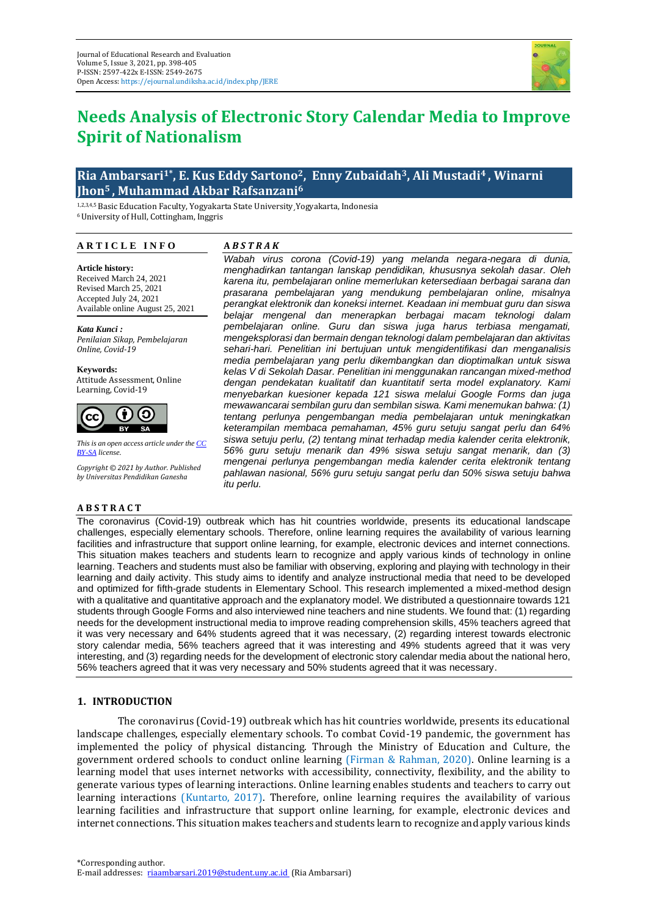Journal of Educational Research and Evaluation
Volume 5, Issue 3, 2021, pp. 398-405
P-ISSN: 2597-422x E-ISSN: 2549-2675
Open Access: https://ejournal.undiksha.ac.id/index.php/JERE

# Needs Analysis of Electronic Story Calendar Media to Improve Spirit of Nationalism

**Ria Ambarsari[1*], E. Kus Eddy Sartono[2], Enny Zubaidah[3], Ali Mustadi[4], Winarni Jhon[5], Muhammad Akbar Rafsanzani[6]**

[1,2,3,4,5] Basic Education Faculty, Yogyakarta State University, Yogyakarta, Indonesia
[6] University of Hull, Cottingham, Inggris

**ARTICLE INFO**

**Article history:**
Received March 24, 2021
Revised March 25, 2021
Accepted July 24, 2021
Available online August 25, 2021

***Kata Kunci :***
*Penilaian Sikap, Pembelajaran Online, Covid-19*

**Keywords:**
Attitude Assessment, Online Learning, Covid-19

*This is an open access article under the CC BY-SA license.*

*Copyright © 2021 by Author. Published by Universitas Pendidikan Ganesha*

***ABSTRAK***

*Wabah virus corona (Covid-19) yang melanda negara-negara di dunia, menghadirkan tantangan lanskap pendidikan, khususnya sekolah dasar. Oleh karena itu, pembelajaran online memerlukan ketersediaan berbagai sarana dan prasarana pembelajaran yang mendukung pembelajaran online, misalnya perangkat elektronik dan koneksi internet. Keadaan ini membuat guru dan siswa belajar mengenal dan menerapkan berbagai macam teknologi dalam pembelajaran online. Guru dan siswa juga harus terbiasa mengamati, mengeksplorasi dan bermain dengan teknologi dalam pembelajaran dan aktivitas sehari-hari. Penelitian ini bertujuan untuk mengidentifikasi dan menganalisis media pembelajaran yang perlu dikembangkan dan dioptimalkan untuk siswa kelas V di Sekolah Dasar. Penelitian ini menggunakan rancangan mixed-method dengan pendekatan kualitatif dan kuantitatif serta model explanatory. Kami menyebarkan kuesioner kepada 121 siswa melalui Google Forms dan juga mewawancarai sembilan guru dan sembilan siswa. Kami menemukan bahwa: (1) tentang perlunya pengembangan media pembelajaran untuk meningkatkan keterampilan membaca pemahaman, 45% guru setuju sangat perlu dan 64% siswa setuju perlu, (2) tentang minat terhadap media kalender cerita elektronik, 56% guru setuju menarik dan 49% siswa setuju sangat menarik, dan (3) mengenai perlunya pengembangan media kalender cerita elektronik tentang pahlawan nasional, 56% guru setuju sangat perlu dan 50% siswa setuju bahwa itu perlu.*

**ABSTRACT**

The coronavirus (Covid-19) outbreak which has hit countries worldwide, presents its educational landscape challenges, especially elementary schools. Therefore, online learning requires the availability of various learning facilities and infrastructure that support online learning, for example, electronic devices and internet connections. This situation makes teachers and students learn to recognize and apply various kinds of technology in online learning. Teachers and students must also be familiar with observing, exploring and playing with technology in their learning and daily activity. This study aims to identify and analyze instructional media that need to be developed and optimized for fifth-grade students in Elementary School. This research implemented a mixed-method design with a qualitative and quantitative approach and the explanatory model. We distributed a questionnaire towards 121 students through Google Forms and also interviewed nine teachers and nine students. We found that: (1) regarding needs for the development instructional media to improve reading comprehension skills, 45% teachers agreed that it was very necessary and 64% students agreed that it was necessary, (2) regarding interest towards electronic story calendar media, 56% teachers agreed that it was interesting and 49% students agreed that it was very interesting, and (3) regarding needs for the development of electronic story calendar media about the national hero, 56% teachers agreed that it was very necessary and 50% students agreed that it was necessary.

## 1. INTRODUCTION

The coronavirus (Covid-19) outbreak which has hit countries worldwide, presents its educational landscape challenges, especially elementary schools. To combat Covid-19 pandemic, the government has implemented the policy of physical distancing. Through the Ministry of Education and Culture, the government ordered schools to conduct online learning (Firman & Rahman, 2020). Online learning is a learning model that uses internet networks with accessibility, connectivity, flexibility, and the ability to generate various types of learning interactions. Online learning enables students and teachers to carry out learning interactions (Kuntarto, 2017). Therefore, online learning requires the availability of various learning facilities and infrastructure that support online learning, for example, electronic devices and internet connections. This situation makes teachers and students learn to recognize and apply various kinds

*Corresponding author.
E-mail addresses: riaambarsari.2019@student.uny.ac.id (Ria Ambarsari)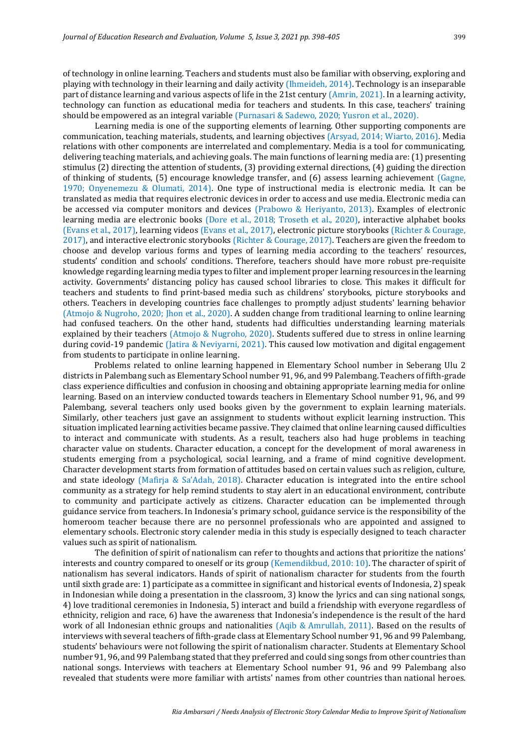of technology in online learning. Teachers and students must also be familiar with observing, exploring and playing with technology in their learning and daily activity (Ihmeideh, 2014). Technology is an inseparable part of distance learning and various aspects of life in the 21st century (Amrin, 2021). In a learning activity, technology can function as educational media for teachers and students. In this case, teachers' training should be empowered as an integral variable (Purnasari & Sadewo, 2020; Yusron et al., 2020).

Learning media is one of the supporting elements of learning. Other supporting components are communication, teaching materials, students, and learning objectives (Arsyad, 2014; Wiarto, 2016). Media relations with other components are interrelated and complementary. Media is a tool for communicating, delivering teaching materials, and achieving goals. The main functions of learning media are: (1) presenting stimulus (2) directing the attention of students, (3) providing external directions, (4) guiding the direction of thinking of students, (5) encourage knowledge transfer, and (6) assess learning achievement (Gagne, 1970; Onyenemezu & Olumati, 2014). One type of instructional media is electronic media. It can be translated as media that requires electronic devices in order to access and use media. Electronic media can be accessed via computer monitors and devices (Prabowo & Heriyanto, 2013). Examples of electronic learning media are electronic books (Dore et al., 2018; Troseth et al., 2020), interactive alphabet books (Evans et al., 2017), learning videos (Evans et al., 2017), electronic picture storybooks (Richter & Courage, 2017), and interactive electronic storybooks (Richter & Courage, 2017). Teachers are given the freedom to choose and develop various forms and types of learning media according to the teachers' resources, students' condition and schools' conditions. Therefore, teachers should have more robust pre-requisite knowledge regarding learning media types to filter and implement proper learning resources in the learning activity. Governments' distancing policy has caused school libraries to close. This makes it difficult for teachers and students to find print-based media such as childrens' storybooks, picture storybooks and others. Teachers in developing countries face challenges to promptly adjust students' learning behavior (Atmojo & Nugroho, 2020; Jhon et al., 2020). A sudden change from traditional learning to online learning had confused teachers. On the other hand, students had difficulties understanding learning materials explained by their teachers (Atmojo & Nugroho, 2020). Students suffered due to stress in online learning during covid-19 pandemic (Jatira & Neviyarni, 2021). This caused low motivation and digital engagement from students to participate in online learning.

Problems related to online learning happened in Elementary School number in Seberang Ulu 2 districts in Palembang such as Elementary School number 91, 96, and 99 Palembang. Teachers of fifth-grade class experience difficulties and confusion in choosing and obtaining appropriate learning media for online learning. Based on an interview conducted towards teachers in Elementary School number 91, 96, and 99 Palembang, several teachers only used books given by the government to explain learning materials. Similarly, other teachers just gave an assignment to students without explicit learning instruction. This situation implicated learning activities became passive. They claimed that online learning caused difficulties to interact and communicate with students. As a result, teachers also had huge problems in teaching character value on students. Character education, a concept for the development of moral awareness in students emerging from a psychological, social learning, and a frame of mind cognitive development. Character development starts from formation of attitudes based on certain values such as religion, culture, and state ideology (Mafirja & Sa'Adah, 2018). Character education is integrated into the entire school community as a strategy for help remind students to stay alert in an educational environment, contribute to community and participate actively as citizens. Character education can be implemented through guidance service from teachers. In Indonesia's primary school, guidance service is the responsibility of the homeroom teacher because there are no personnel professionals who are appointed and assigned to elementary schools. Electronic story calender media in this study is especially designed to teach character values such as spirit of nationalism.

The definition of spirit of nationalism can refer to thoughts and actions that prioritize the nations' interests and country compared to oneself or its group (Kemendikbud, 2010: 10). The character of spirit of nationalism has several indicators. Hands of spirit of nationalism character for students from the fourth until sixth grade are: 1) participate as a committee in significant and historical events of Indonesia, 2) speak in Indonesian while doing a presentation in the classroom, 3) know the lyrics and can sing national songs, 4) love traditional ceremonies in Indonesia, 5) interact and build a friendship with everyone regardless of ethnicity, religion and race, 6) have the awareness that Indonesia's independence is the result of the hard work of all Indonesian ethnic groups and nationalities (Aqib & Amrullah, 2011). Based on the results of interviews with several teachers of fifth-grade class at Elementary School number 91, 96 and 99 Palembang, students' behaviours were not following the spirit of nationalism character. Students at Elementary School number 91, 96, and 99 Palembang stated that they preferred and could sing songs from other countries than national songs. Interviews with teachers at Elementary School number 91, 96 and 99 Palembang also revealed that students were more familiar with artists' names from other countries than national heroes.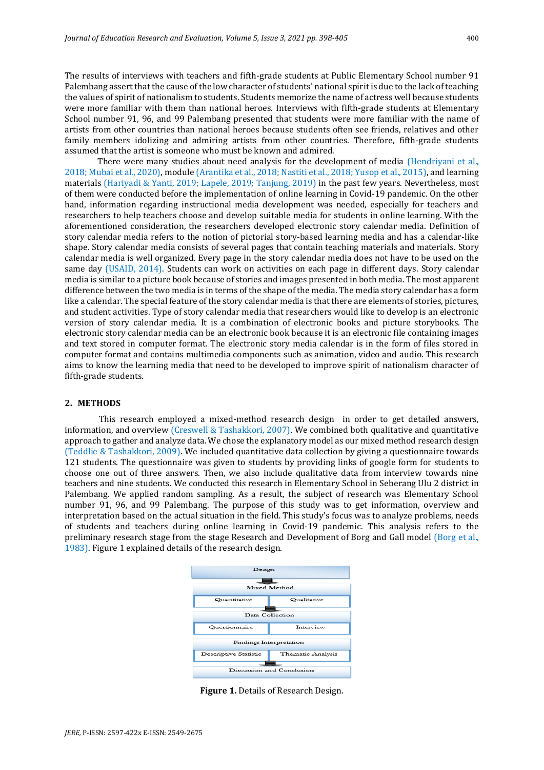The results of interviews with teachers and fifth-grade students at Public Elementary School number 91 Palembang assert that the cause of the low character of students' national spirit is due to the lack of teaching the values of spirit of nationalism to students. Students memorize the name of actress well because students were more familiar with them than national heroes. Interviews with fifth-grade students at Elementary School number 91, 96, and 99 Palembang presented that students were more familiar with the name of artists from other countries than national heroes because students often see friends, relatives and other family members idolizing and admiring artists from other countries. Therefore, fifth-grade students assumed that the artist is someone who must be known and admired.

There were many studies about need analysis for the development of media (Hendriyani et al., 2018; Mubai et al., 2020), module (Arantika et al., 2018; Nastiti et al., 2018; Yusop et al., 2015), and learning materials (Hariyadi & Yanti, 2019; Lapele, 2019; Tanjung, 2019) in the past few years. Nevertheless, most of them were conducted before the implementation of online learning in Covid-19 pandemic. On the other hand, information regarding instructional media development was needed, especially for teachers and researchers to help teachers choose and develop suitable media for students in online learning. With the aforementioned consideration, the researchers developed electronic story calendar media. Definition of story calendar media refers to the notion of pictorial story-based learning media and has a calendar-like shape. Story calendar media consists of several pages that contain teaching materials and materials. Story calendar media is well organized. Every page in the story calendar media does not have to be used on the same day (USAID, 2014). Students can work on activities on each page in different days. Story calendar media is similar to a picture book because of stories and images presented in both media. The most apparent difference between the two media is in terms of the shape of the media. The media story calendar has a form like a calendar. The special feature of the story calendar media is that there are elements of stories, pictures, and student activities. Type of story calendar media that researchers would like to develop is an electronic version of story calendar media. It is a combination of electronic books and picture storybooks. The electronic story calendar media can be an electronic book because it is an electronic file containing images and text stored in computer format. The electronic story media calendar is in the form of files stored in computer format and contains multimedia components such as animation, video and audio. This research aims to know the learning media that need to be developed to improve spirit of nationalism character of fifth-grade students.

## 2. METHODS

This research employed a mixed-method research design in order to get detailed answers, information, and overview (Creswell & Tashakkori, 2007). We combined both qualitative and quantitative approach to gather and analyze data. We chose the explanatory model as our mixed method research design (Teddlie & Tashakkori, 2009). We included quantitative data collection by giving a questionnaire towards 121 students. The questionnaire was given to students by providing links of google form for students to choose one out of three answers. Then, we also include qualitative data from interview towards nine teachers and nine students. We conducted this research in Elementary School in Seberang Ulu 2 district in Palembang. We applied random sampling. As a result, the subject of research was Elementary School number 91, 96, and 99 Palembang. The purpose of this study was to get information, overview and interpretation based on the actual situation in the field. This study's focus was to analyze problems, needs of students and teachers during online learning in Covid-19 pandemic. This analysis refers to the preliminary research stage from the stage Research and Development of Borg and Gall model (Borg et al., 1983). Figure 1 explained details of the research design.

Design

Mixed Method

Quantitative | Qualitative

Data Collection

Questionnaire | Interview

Findings Interpretation

Descriptive Statistic | Thematic Analysis

Discussion and Conclusion

**Figure 1.** Details of Research Design.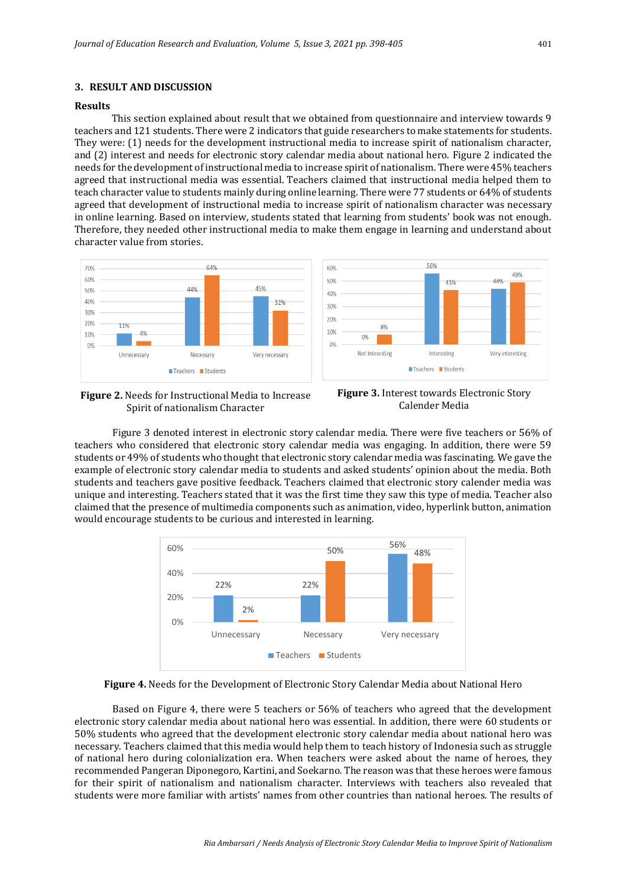## 3. RESULT AND DISCUSSION

### Results

This section explained about result that we obtained from questionnaire and interview towards 9 teachers and 121 students. There were 2 indicators that guide researchers to make statements for students. They were: (1) needs for the development instructional media to increase spirit of nationalism character, and (2) interest and needs for electronic story calendar media about national hero. Figure 2 indicated the needs for the development of instructional media to increase spirit of nationalism. There were 45% teachers agreed that instructional media was essential. Teachers claimed that instructional media helped them to teach character value to students mainly during online learning. There were 77 students or 64% of students agreed that development of instructional media to increase spirit of nationalism character was necessary in online learning. Based on interview, students stated that learning from students' book was not enough. Therefore, they needed other instructional media to make them engage in learning and understand about character value from stories.

70%
60%
50%
40%
30%
20%
10%
0%
11%
4%
44%
64%
45%
32%
Unnecessary
Necessary
Very necessary
Teachers
Students

**Figure 2.** Needs for Instructional Media to Increase Spirit of nationalism Character

60%
50%
40%
30%
20%
10%
0%
0%
8%
56%
43%
44%
49%
Not Interesting
Interesting
Very interesting
Teachers
Students

**Figure 3.** Interest towards Electronic Story Calender Media

Figure 3 denoted interest in electronic story calendar media. There were five teachers or 56% of teachers who considered that electronic story calendar media was engaging. In addition, there were 59 students or 49% of students who thought that electronic story calendar media was fascinating. We gave the example of electronic story calendar media to students and asked students' opinion about the media. Both students and teachers gave positive feedback. Teachers claimed that electronic story calender media was unique and interesting. Teachers stated that it was the first time they saw this type of media. Teacher also claimed that the presence of multimedia components such as animation, video, hyperlink button, animation would encourage students to be curious and interested in learning.

60%
40%
20%
0%
22%
2%
22%
50%
56%
48%
Unnecessary
Necessary
Very necessary
Teachers
Students

**Figure 4.** Needs for the Development of Electronic Story Calendar Media about National Hero

Based on Figure 4, there were 5 teachers or 56% of teachers who agreed that the development electronic story calendar media about national hero was essential. In addition, there were 60 students or 50% students who agreed that the development electronic story calendar media about national hero was necessary. Teachers claimed that this media would help them to teach history of Indonesia such as struggle of national hero during colonialization era. When teachers were asked about the name of heroes, they recommended Pangeran Diponegoro, Kartini, and Soekarno. The reason was that these heroes were famous for their spirit of nationalism and nationalism character. Interviews with teachers also revealed that students were more familiar with artists' names from other countries than national heroes. The results of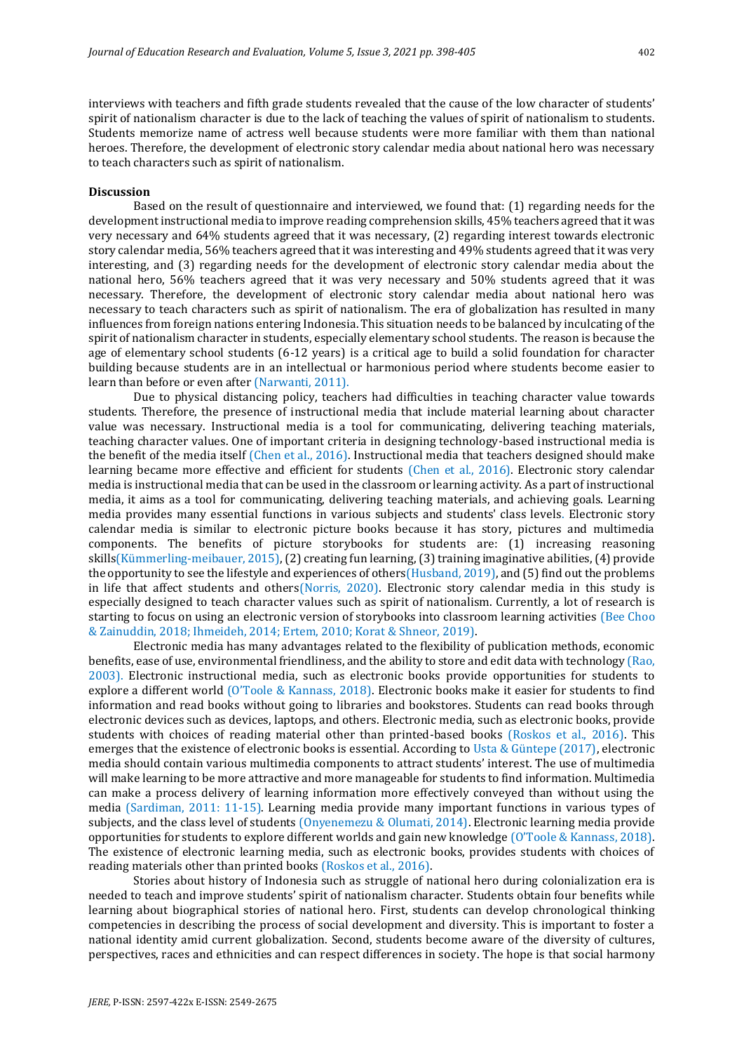interviews with teachers and fifth grade students revealed that the cause of the low character of students' spirit of nationalism character is due to the lack of teaching the values of spirit of nationalism to students. Students memorize name of actress well because students were more familiar with them than national heroes. Therefore, the development of electronic story calendar media about national hero was necessary to teach characters such as spirit of nationalism.

**Discussion**

Based on the result of questionnaire and interviewed, we found that: (1) regarding needs for the development instructional media to improve reading comprehension skills, 45% teachers agreed that it was very necessary and 64% students agreed that it was necessary, (2) regarding interest towards electronic story calendar media, 56% teachers agreed that it was interesting and 49% students agreed that it was very interesting, and (3) regarding needs for the development of electronic story calendar media about the national hero, 56% teachers agreed that it was very necessary and 50% students agreed that it was necessary. Therefore, the development of electronic story calendar media about national hero was necessary to teach characters such as spirit of nationalism. The era of globalization has resulted in many influences from foreign nations entering Indonesia. This situation needs to be balanced by inculcating of the spirit of nationalism character in students, especially elementary school students. The reason is because the age of elementary school students (6-12 years) is a critical age to build a solid foundation for character building because students are in an intellectual or harmonious period where students become easier to learn than before or even after (Narwanti, 2011).

Due to physical distancing policy, teachers had difficulties in teaching character value towards students. Therefore, the presence of instructional media that include material learning about character value was necessary. Instructional media is a tool for communicating, delivering teaching materials, teaching character values. One of important criteria in designing technology-based instructional media is the benefit of the media itself (Chen et al., 2016). Instructional media that teachers designed should make learning became more effective and efficient for students (Chen et al., 2016). Electronic story calendar media is instructional media that can be used in the classroom or learning activity. As a part of instructional media, it aims as a tool for communicating, delivering teaching materials, and achieving goals. Learning media provides many essential functions in various subjects and students' class levels. Electronic story calendar media is similar to electronic picture books because it has story, pictures and multimedia components. The benefits of picture storybooks for students are: (1) increasing reasoning skills(Kümmerling-meibauer, 2015), (2) creating fun learning, (3) training imaginative abilities, (4) provide the opportunity to see the lifestyle and experiences of others(Husband, 2019), and (5) find out the problems in life that affect students and others(Norris, 2020). Electronic story calendar media in this study is especially designed to teach character values such as spirit of nationalism. Currently, a lot of research is starting to focus on using an electronic version of storybooks into classroom learning activities (Bee Choo & Zainuddin, 2018; Ihmeideh, 2014; Ertem, 2010; Korat & Shneor, 2019).

Electronic media has many advantages related to the flexibility of publication methods, economic benefits, ease of use, environmental friendliness, and the ability to store and edit data with technology (Rao, 2003). Electronic instructional media, such as electronic books provide opportunities for students to explore a different world (O'Toole & Kannass, 2018). Electronic books make it easier for students to find information and read books without going to libraries and bookstores. Students can read books through electronic devices such as devices, laptops, and others. Electronic media, such as electronic books, provide students with choices of reading material other than printed-based books (Roskos et al., 2016). This emerges that the existence of electronic books is essential. According to Usta & Güntepe (2017), electronic media should contain various multimedia components to attract students' interest. The use of multimedia will make learning to be more attractive and more manageable for students to find information. Multimedia can make a process delivery of learning information more effectively conveyed than without using the media (Sardiman, 2011: 11-15). Learning media provide many important functions in various types of subjects, and the class level of students (Onyenemezu & Olumati, 2014). Electronic learning media provide opportunities for students to explore different worlds and gain new knowledge (O'Toole & Kannass, 2018). The existence of electronic learning media, such as electronic books, provides students with choices of reading materials other than printed books (Roskos et al., 2016).

Stories about history of Indonesia such as struggle of national hero during colonialization era is needed to teach and improve students' spirit of nationalism character. Students obtain four benefits while learning about biographical stories of national hero. First, students can develop chronological thinking competencies in describing the process of social development and diversity. This is important to foster a national identity amid current globalization. Second, students become aware of the diversity of cultures, perspectives, races and ethnicities and can respect differences in society. The hope is that social harmony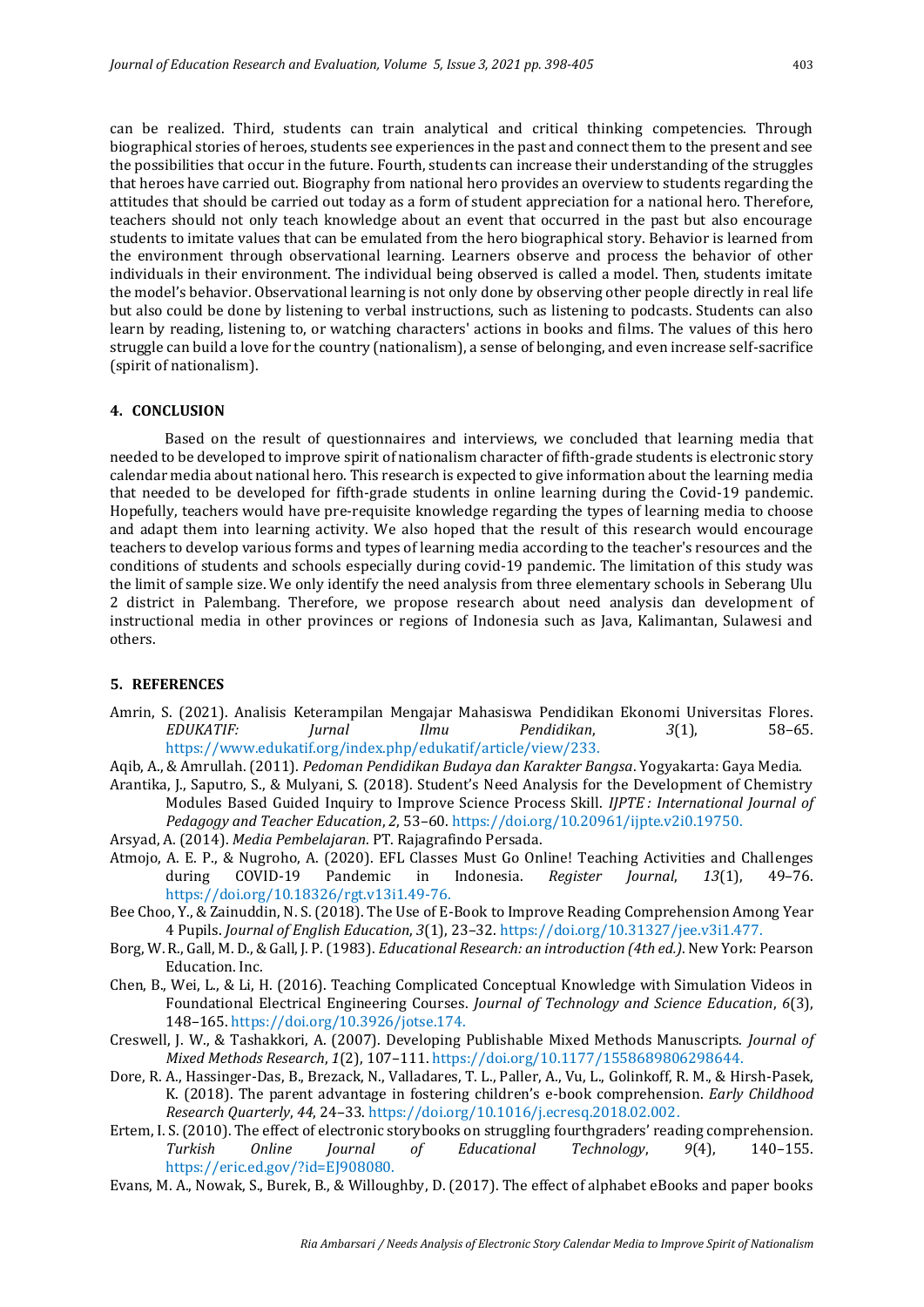can be realized. Third, students can train analytical and critical thinking competencies. Through biographical stories of heroes, students see experiences in the past and connect them to the present and see the possibilities that occur in the future. Fourth, students can increase their understanding of the struggles that heroes have carried out. Biography from national hero provides an overview to students regarding the attitudes that should be carried out today as a form of student appreciation for a national hero. Therefore, teachers should not only teach knowledge about an event that occurred in the past but also encourage students to imitate values that can be emulated from the hero biographical story. Behavior is learned from the environment through observational learning. Learners observe and process the behavior of other individuals in their environment. The individual being observed is called a model. Then, students imitate the model's behavior. Observational learning is not only done by observing other people directly in real life but also could be done by listening to verbal instructions, such as listening to podcasts. Students can also learn by reading, listening to, or watching characters' actions in books and films. The values of this hero struggle can build a love for the country (nationalism), a sense of belonging, and even increase self-sacrifice (spirit of nationalism).

## 4. CONCLUSION

Based on the result of questionnaires and interviews, we concluded that learning media that needed to be developed to improve spirit of nationalism character of fifth-grade students is electronic story calendar media about national hero. This research is expected to give information about the learning media that needed to be developed for fifth-grade students in online learning during the Covid-19 pandemic. Hopefully, teachers would have pre-requisite knowledge regarding the types of learning media to choose and adapt them into learning activity. We also hoped that the result of this research would encourage teachers to develop various forms and types of learning media according to the teacher's resources and the conditions of students and schools especially during covid-19 pandemic. The limitation of this study was the limit of sample size. We only identify the need analysis from three elementary schools in Seberang Ulu 2 district in Palembang. Therefore, we propose research about need analysis dan development of instructional media in other provinces or regions of Indonesia such as Java, Kalimantan, Sulawesi and others.

## 5. REFERENCES

Amrin, S. (2021). Analisis Keterampilan Mengajar Mahasiswa Pendidikan Ekonomi Universitas Flores. *EDUKATIF: Jurnal Ilmu Pendidikan*, *3*(1), 58–65. https://www.edukatif.org/index.php/edukatif/article/view/233.

Aqib, A., & Amrullah. (2011). *Pedoman Pendidikan Budaya dan Karakter Bangsa*. Yogyakarta: Gaya Media.

Arantika, J., Saputro, S., & Mulyani, S. (2018). Student's Need Analysis for the Development of Chemistry Modules Based Guided Inquiry to Improve Science Process Skill. *IJPTE : International Journal of Pedagogy and Teacher Education*, *2*, 53–60. https://doi.org/10.20961/ijpte.v2i0.19750.

Arsyad, A. (2014). *Media Pembelajaran*. PT. Rajagrafindo Persada.

Atmojo, A. E. P., & Nugroho, A. (2020). EFL Classes Must Go Online! Teaching Activities and Challenges during COVID-19 Pandemic in Indonesia. *Register Journal*, *13*(1), 49–76. https://doi.org/10.18326/rgt.v13i1.49-76.

Bee Choo, Y., & Zainuddin, N. S. (2018). The Use of E-Book to Improve Reading Comprehension Among Year 4 Pupils. *Journal of English Education*, *3*(1), 23–32. https://doi.org/10.31327/jee.v3i1.477.

Borg, W. R., Gall, M. D., & Gall, J. P. (1983). *Educational Research: an introduction (4th ed.)*. New York: Pearson Education. Inc.

Chen, B., Wei, L., & Li, H. (2016). Teaching Complicated Conceptual Knowledge with Simulation Videos in Foundational Electrical Engineering Courses. *Journal of Technology and Science Education*, *6*(3), 148–165. https://doi.org/10.3926/jotse.174.

Creswell, J. W., & Tashakkori, A. (2007). Developing Publishable Mixed Methods Manuscripts. *Journal of Mixed Methods Research*, *1*(2), 107–111. https://doi.org/10.1177/1558689806298644.

Dore, R. A., Hassinger-Das, B., Brezack, N., Valladares, T. L., Paller, A., Vu, L., Golinkoff, R. M., & Hirsh-Pasek, K. (2018). The parent advantage in fostering children's e-book comprehension. *Early Childhood Research Quarterly*, *44*, 24–33. https://doi.org/10.1016/j.ecresq.2018.02.002.

Ertem, I. S. (2010). The effect of electronic storybooks on struggling fourthgraders' reading comprehension. *Turkish Online Journal of Educational Technology*, *9*(4), 140–155. https://eric.ed.gov/?id=EJ908080.

Evans, M. A., Nowak, S., Burek, B., & Willoughby, D. (2017). The effect of alphabet eBooks and paper books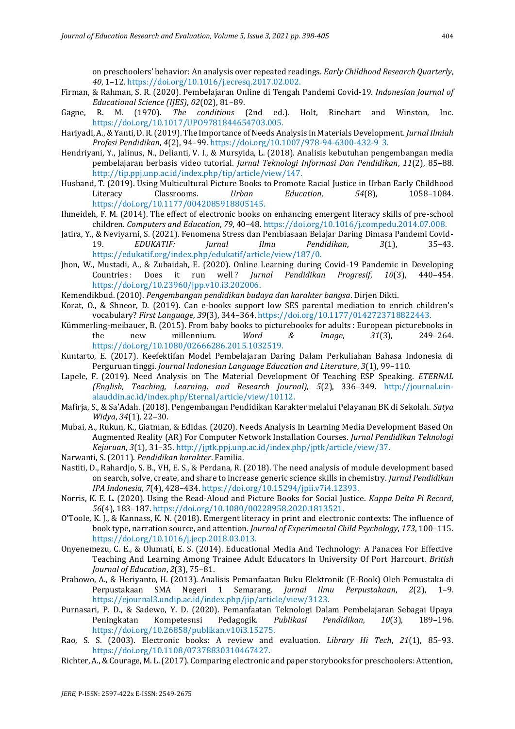on preschoolers' behavior: An analysis over repeated readings. *Early Childhood Research Quarterly*, *40*, 1–12. https://doi.org/10.1016/j.ecresq.2017.02.002.

Firman, & Rahman, S. R. (2020). Pembelajaran Online di Tengah Pandemi Covid-19. *Indonesian Journal of Educational Science (IJES)*, *02*(02), 81–89.

Gagne, R. M. (1970). *The conditions* (2nd ed.). Holt, Rinehart and Winston, Inc. https://doi.org/10.1017/UPO9781844654703.005.

Hariyadi, A., & Yanti, D. R. (2019). The Importance of Needs Analysis in Materials Development. *Jurnal Ilmiah Profesi Pendidikan*, *4*(2), 94–99. https://doi.org/10.1007/978-94-6300-432-9_3.

Hendriyani, Y., Jalinus, N., Delianti, V. I., & Mursyida, L. (2018). Analisis kebutuhan pengembangan media pembelajaran berbasis video tutorial. *Jurnal Teknologi Informasi Dan Pendidikan*, *11*(2), 85–88. http://tip.ppj.unp.ac.id/index.php/tip/article/view/147.

Husband, T. (2019). Using Multicultural Picture Books to Promote Racial Justice in Urban Early Childhood Literacy Classrooms. *Urban Education*, *54*(8), 1058–1084. https://doi.org/10.1177/0042085918805145.

Ihmeideh, F. M. (2014). The effect of electronic books on enhancing emergent literacy skills of pre-school children. *Computers and Education*, *79*, 40–48. https://doi.org/10.1016/j.compedu.2014.07.008.

Jatira, Y., & Neviyarni, S. (2021). Fenomena Stress dan Pembiasaan Belajar Daring Dimasa Pandemi Covid-19. *EDUKATIF: Jurnal Ilmu Pendidikan*, *3*(1), 35–43. https://edukatif.org/index.php/edukatif/article/view/187/0.

Jhon, W., Mustadi, A., & Zubaidah, E. (2020). Online Learning during Covid-19 Pandemic in Developing Countries : Does it run well ? *Jurnal Pendidikan Progresif*, *10*(3), 440–454. https://doi.org/10.23960/jpp.v10.i3.202006.

Kemendikbud. (2010). *Pengembangan pendidikan budaya dan karakter bangsa*. Dirjen Dikti.

Korat, O., & Shneor, D. (2019). Can e-books support low SES parental mediation to enrich children's vocabulary? *First Language*, *39*(3), 344–364. https://doi.org/10.1177/0142723718822443.

Kümmerling-meibauer, B. (2015). From baby books to picturebooks for adults : European picturebooks in the new millennium. *Word & Image*, *31*(3), 249–264. https://doi.org/10.1080/02666286.2015.1032519.

Kuntarto, E. (2017). Keefektifan Model Pembelajaran Daring Dalam Perkuliahan Bahasa Indonesia di Perguruan tinggi. *Journal Indonesian Language Education and Literature*, *3*(1), 99–110.

Lapele, F. (2019). Need Analysis on The Material Development Of Teaching ESP Speaking. *ETERNAL (English, Teaching, Learning, and Research Journal)*, *5*(2), 336–349. http://journal.uin-alauddin.ac.id/index.php/Eternal/article/view/10112.

Mafirja, S., & Sa'Adah. (2018). Pengembangan Pendidikan Karakter melalui Pelayanan BK di Sekolah. *Satya Widya*, *34*(1), 22–30.

Mubai, A., Rukun, K., Giatman, & Edidas. (2020). Needs Analysis In Learning Media Development Based On Augmented Reality (AR) For Computer Network Installation Courses. *Jurnal Pendidikan Teknologi Kejuruan*, *3*(1), 31–35. http://jptk.ppj.unp.ac.id/index.php/jptk/article/view/37.

Narwanti, S. (2011). *Pendidikan karakter*. Familia.

Nastiti, D., Rahardjo, S. B., VH, E. S., & Perdana, R. (2018). The need analysis of module development based on search, solve, create, and share to increase generic science skills in chemistry. *Jurnal Pendidikan IPA Indonesia*, *7*(4), 428–434. https://doi.org/10.15294/jpii.v7i4.12393.

Norris, K. E. L. (2020). Using the Read-Aloud and Picture Books for Social Justice. *Kappa Delta Pi Record*, *56*(4), 183–187. https://doi.org/10.1080/00228958.2020.1813521.

O'Toole, K. J., & Kannass, K. N. (2018). Emergent literacy in print and electronic contexts: The influence of book type, narration source, and attention. *Journal of Experimental Child Psychology*, *173*, 100–115. https://doi.org/10.1016/j.jecp.2018.03.013.

Onyenemezu, C. E., & Olumati, E. S. (2014). Educational Media And Technology: A Panacea For Effective Teaching And Learning Among Trainee Adult Educators In University Of Port Harcourt. *British Journal of Education*, *2*(3), 75–81.

Prabowo, A., & Heriyanto, H. (2013). Analisis Pemanfaatan Buku Elektronik (E-Book) Oleh Pemustaka di Perpustakaan SMA Negeri 1 Semarang. *Jurnal Ilmu Perpustakaan*, *2*(2), 1–9. https://ejournal3.undip.ac.id/index.php/jip/article/view/3123.

Purnasari, P. D., & Sadewo, Y. D. (2020). Pemanfaatan Teknologi Dalam Pembelajaran Sebagai Upaya Peningkatan Kompetesnsi Pedagogik. *Publikasi Pendidikan*, *10*(3), 189–196. https://doi.org/10.26858/publikan.v10i3.15275.

Rao, S. S. (2003). Electronic books: A review and evaluation. *Library Hi Tech*, *21*(1), 85–93. https://doi.org/10.1108/07378830310467427.

Richter, A., & Courage, M. L. (2017). Comparing electronic and paper storybooks for preschoolers: Attention,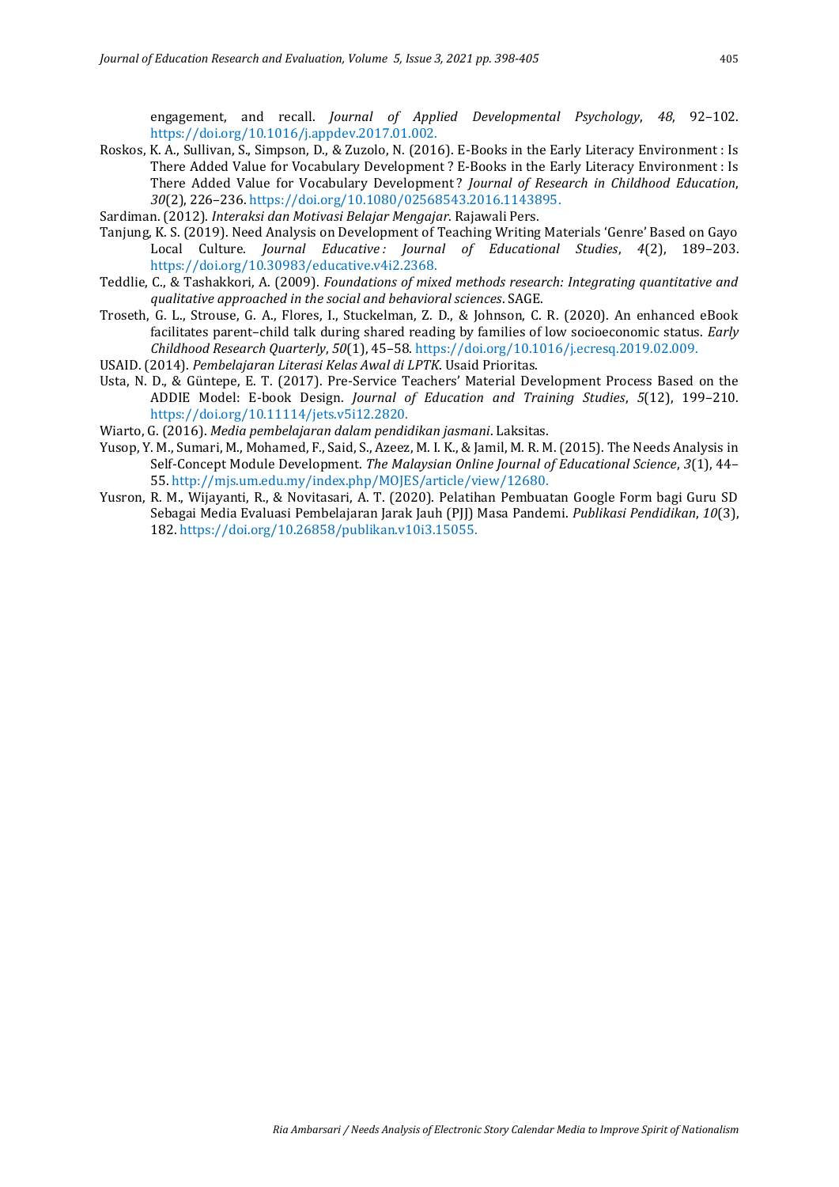engagement, and recall. *Journal of Applied Developmental Psychology*, *48*, 92–102. https://doi.org/10.1016/j.appdev.2017.01.002.

Roskos, K. A., Sullivan, S., Simpson, D., & Zuzolo, N. (2016). E-Books in the Early Literacy Environment : Is There Added Value for Vocabulary Development ? E-Books in the Early Literacy Environment : Is There Added Value for Vocabulary Development ? *Journal of Research in Childhood Education*, *30*(2), 226–236. https://doi.org/10.1080/02568543.2016.1143895.

Sardiman. (2012). *Interaksi dan Motivasi Belajar Mengajar*. Rajawali Pers.

Tanjung, K. S. (2019). Need Analysis on Development of Teaching Writing Materials 'Genre' Based on Gayo Local Culture. *Journal Educative : Journal of Educational Studies*, *4*(2), 189–203. https://doi.org/10.30983/educative.v4i2.2368.

Teddlie, C., & Tashakkori, A. (2009). *Foundations of mixed methods research: Integrating quantitative and qualitative approached in the social and behavioral sciences*. SAGE.

Troseth, G. L., Strouse, G. A., Flores, I., Stuckelman, Z. D., & Johnson, C. R. (2020). An enhanced eBook facilitates parent–child talk during shared reading by families of low socioeconomic status. *Early Childhood Research Quarterly*, *50*(1), 45–58. https://doi.org/10.1016/j.ecresq.2019.02.009.

USAID. (2014). *Pembelajaran Literasi Kelas Awal di LPTK*. Usaid Prioritas.

Usta, N. D., & Güntepe, E. T. (2017). Pre-Service Teachers' Material Development Process Based on the ADDIE Model: E-book Design. *Journal of Education and Training Studies*, *5*(12), 199–210. https://doi.org/10.11114/jets.v5i12.2820.

Wiarto, G. (2016). *Media pembelajaran dalam pendidikan jasmani*. Laksitas.

Yusop, Y. M., Sumari, M., Mohamed, F., Said, S., Azeez, M. I. K., & Jamil, M. R. M. (2015). The Needs Analysis in Self-Concept Module Development. *The Malaysian Online Journal of Educational Science*, *3*(1), 44–55. http://mjs.um.edu.my/index.php/MOJES/article/view/12680.

Yusron, R. M., Wijayanti, R., & Novitasari, A. T. (2020). Pelatihan Pembuatan Google Form bagi Guru SD Sebagai Media Evaluasi Pembelajaran Jarak Jauh (PJJ) Masa Pandemi. *Publikasi Pendidikan*, *10*(3), 182. https://doi.org/10.26858/publikan.v10i3.15055.